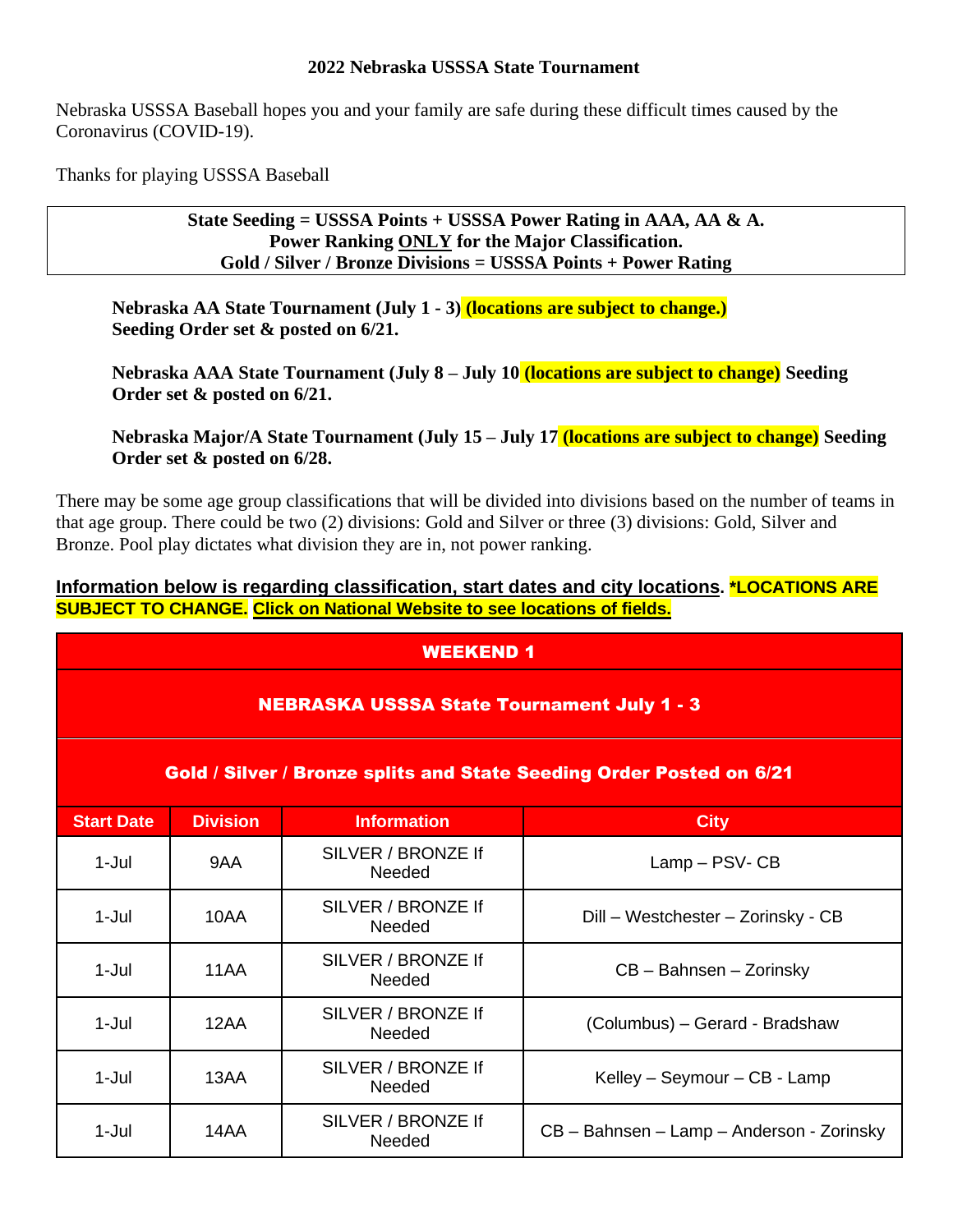**2022 Nebraska USSSA State Tournament**

Nebraska USSSA Baseball hopes you and your family are safe during these difficult times caused by the Coronavirus (COVID-19).

Thanks for playing USSSA Baseball

**State Seeding = USSSA Points + USSSA Power Rating in AAA, AA & A.**
**Power Ranking ONLY for the Major Classification.**
**Gold / Silver / Bronze Divisions = USSSA Points + Power Rating**

**Nebraska AA State Tournament (July 1 - 3) (locations are subject to change.) Seeding Order set & posted on 6/21.**

**Nebraska AAA State Tournament (July 8 – July 10 (locations are subject to change) Seeding Order set & posted on 6/21.**

**Nebraska Major/A State Tournament (July 15 – July 17 (locations are subject to change) Seeding Order set & posted on 6/28.**

There may be some age group classifications that will be divided into divisions based on the number of teams in that age group. There could be two (2) divisions: Gold and Silver or three (3) divisions: Gold, Silver and Bronze. Pool play dictates what division they are in, not power ranking.

**Information below is regarding classification, start dates and city locations. *LOCATIONS ARE SUBJECT TO CHANGE. Click on National Website to see locations of fields.**

| WEEKEND 1 | | | |
|---|---|---|---|
| **NEBRASKA USSSA State Tournament July 1 - 3** | | | |
| **Gold / Silver / Bronze splits and State Seeding Order Posted on 6/21** | | | |
| **Start Date** | **Division** | **Information** | **City** |
| 1-Jul | 9AA | SILVER / BRONZE If Needed | Lamp – PSV- CB |
| 1-Jul | 10AA | SILVER / BRONZE If Needed | Dill – Westchester – Zorinsky - CB |
| 1-Jul | 11AA | SILVER / BRONZE If Needed | CB – Bahnsen – Zorinsky |
| 1-Jul | 12AA | SILVER / BRONZE If Needed | (Columbus) – Gerard - Bradshaw |
| 1-Jul | 13AA | SILVER / BRONZE If Needed | Kelley – Seymour – CB - Lamp |
| 1-Jul | 14AA | SILVER / BRONZE If Needed | CB – Bahnsen – Lamp – Anderson - Zorinsky |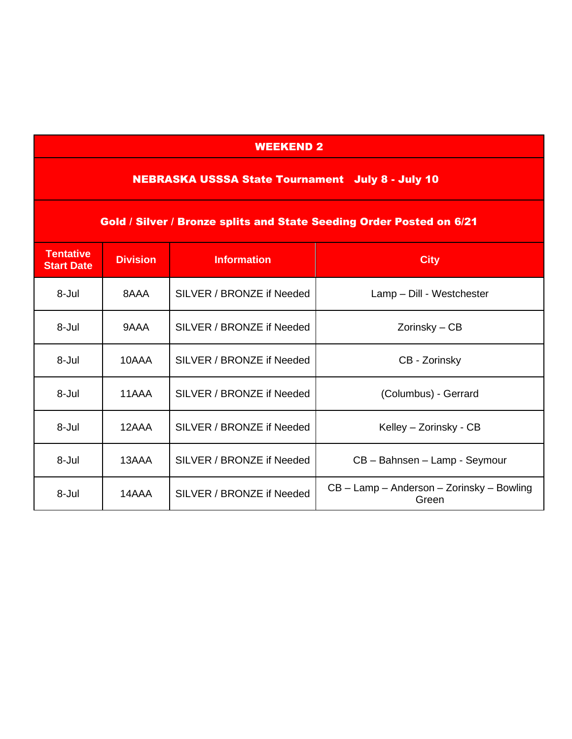| WEEKEND 2 | | | |
|---|---|---|---|
| **NEBRASKA USSSA State Tournament   July 8 - July 10** | | | |
| **Gold / Silver / Bronze splits and State Seeding Order Posted on 6/21** | | | |
| **Tentative Start Date** | **Division** | **Information** | **City** |
| 8-Jul | 8AAA | SILVER / BRONZE if Needed | Lamp – Dill - Westchester |
| 8-Jul | 9AAA | SILVER / BRONZE if Needed | Zorinsky – CB |
| 8-Jul | 10AAA | SILVER / BRONZE if Needed | CB - Zorinsky |
| 8-Jul | 11AAA | SILVER / BRONZE if Needed | (Columbus) - Gerrard |
| 8-Jul | 12AAA | SILVER / BRONZE if Needed | Kelley – Zorinsky - CB |
| 8-Jul | 13AAA | SILVER / BRONZE if Needed | CB – Bahnsen – Lamp - Seymour |
| 8-Jul | 14AAA | SILVER / BRONZE if Needed | CB – Lamp – Anderson – Zorinsky – Bowling Green |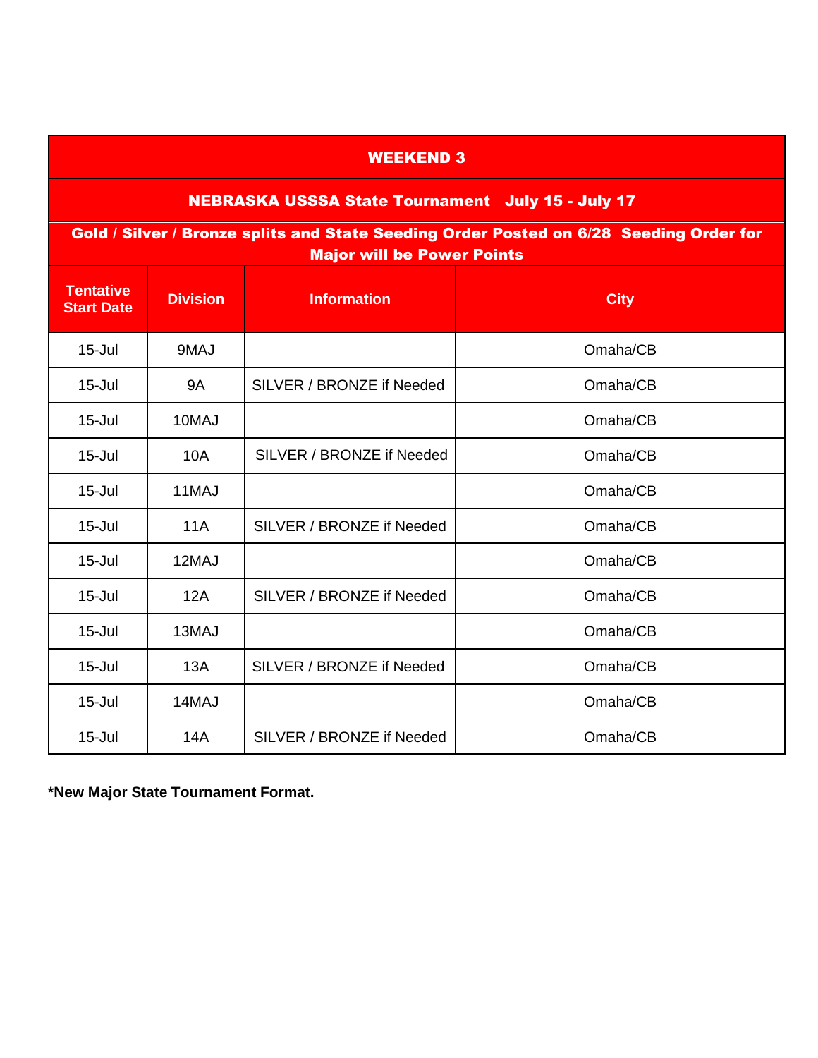| WEEKEND 3 | | | |
|---|---|---|---|
| **NEBRASKA USSSA State Tournament July 15 - July 17** | | | |
| **Gold / Silver / Bronze splits and State Seeding Order Posted on 6/28 Seeding Order for Major will be Power Points** | | | |
| **Tentative Start Date** | **Division** | **Information** | **City** |
| 15-Jul | 9MAJ | | Omaha/CB |
| 15-Jul | 9A | SILVER / BRONZE if Needed | Omaha/CB |
| 15-Jul | 10MAJ | | Omaha/CB |
| 15-Jul | 10A | SILVER / BRONZE if Needed | Omaha/CB |
| 15-Jul | 11MAJ | | Omaha/CB |
| 15-Jul | 11A | SILVER / BRONZE if Needed | Omaha/CB |
| 15-Jul | 12MAJ | | Omaha/CB |
| 15-Jul | 12A | SILVER / BRONZE if Needed | Omaha/CB |
| 15-Jul | 13MAJ | | Omaha/CB |
| 15-Jul | 13A | SILVER / BRONZE if Needed | Omaha/CB |
| 15-Jul | 14MAJ | | Omaha/CB |
| 15-Jul | 14A | SILVER / BRONZE if Needed | Omaha/CB |

**\*New Major State Tournament Format.**